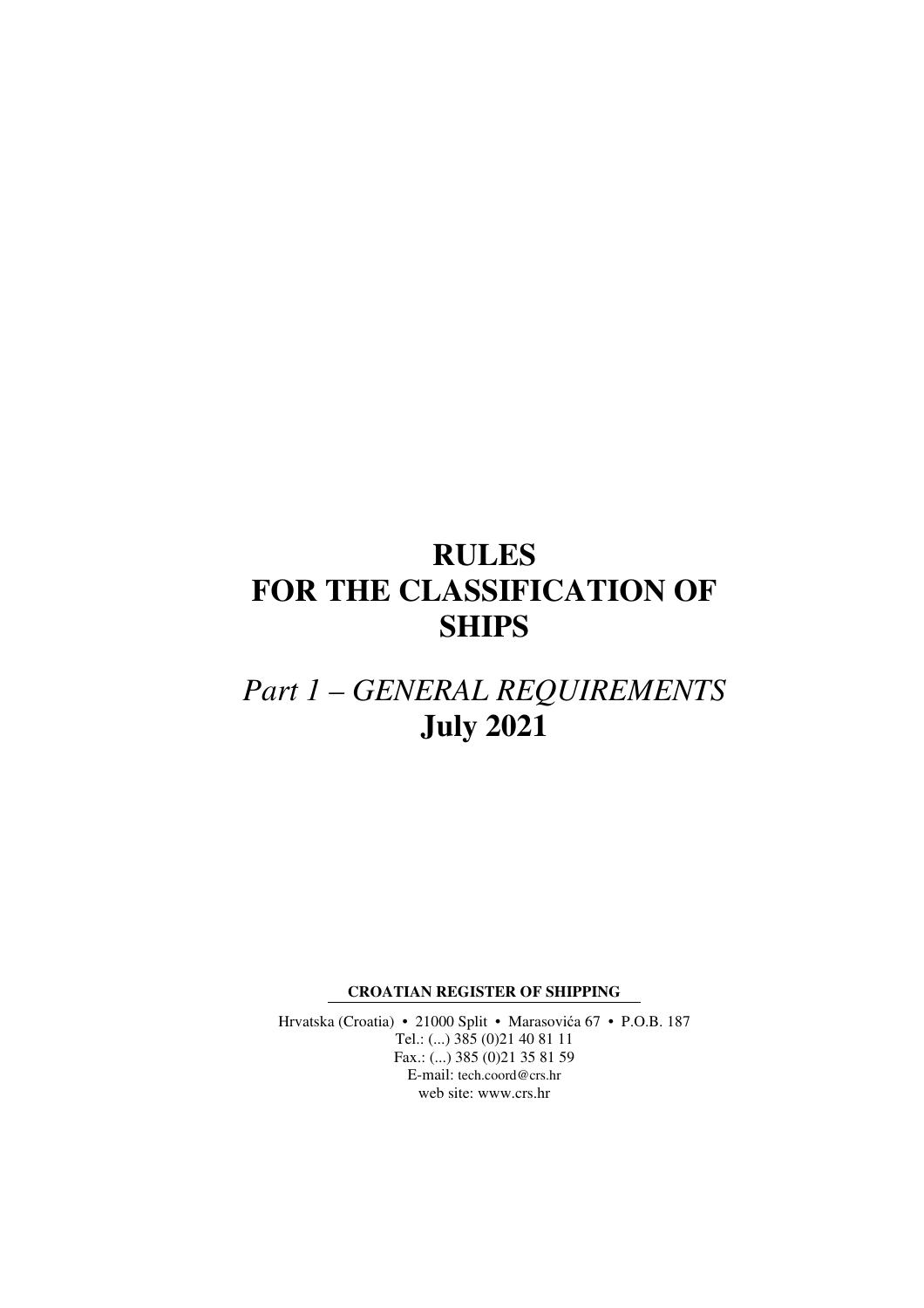# RULES FOR THE CLASSIFICATION OF SHIPS

## *Part 1 – GENERAL REQUIREMENTS*

## July 2021

**CROATIAN REGISTER OF SHIPPING**

Hrvatska (Croatia) • 21000 Split • Marasovića 67 • P.O.B. 187
Tel.: (...) 385 (0)21 40 81 11
Fax.: (...) 385 (0)21 35 81 59
E-mail: tech.coord@crs.hr
web site: www.crs.hr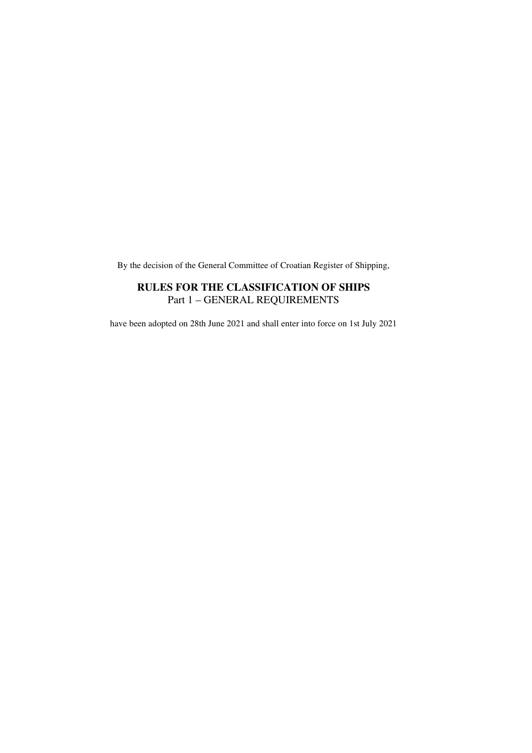By the decision of the General Committee of Croatian Register of Shipping,

**RULES FOR THE CLASSIFICATION OF SHIPS**
Part 1 – GENERAL REQUIREMENTS

have been adopted on 28th June 2021 and shall enter into force on 1st July 2021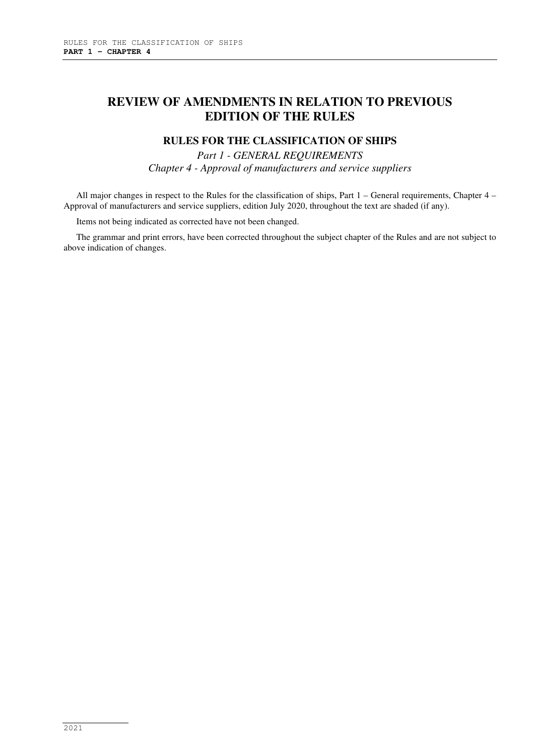# REVIEW OF AMENDMENTS IN RELATION TO PREVIOUS EDITION OF THE RULES

## RULES FOR THE CLASSIFICATION OF SHIPS

*Part 1 - GENERAL REQUIREMENTS*

*Chapter 4 - Approval of manufacturers and service suppliers*

All major changes in respect to the Rules for the classification of ships, Part 1 – General requirements, Chapter 4 – Approval of manufacturers and service suppliers, edition July 2020, throughout the text are shaded (if any).

Items not being indicated as corrected have not been changed.

The grammar and print errors, have been corrected throughout the subject chapter of the Rules and are not subject to above indication of changes.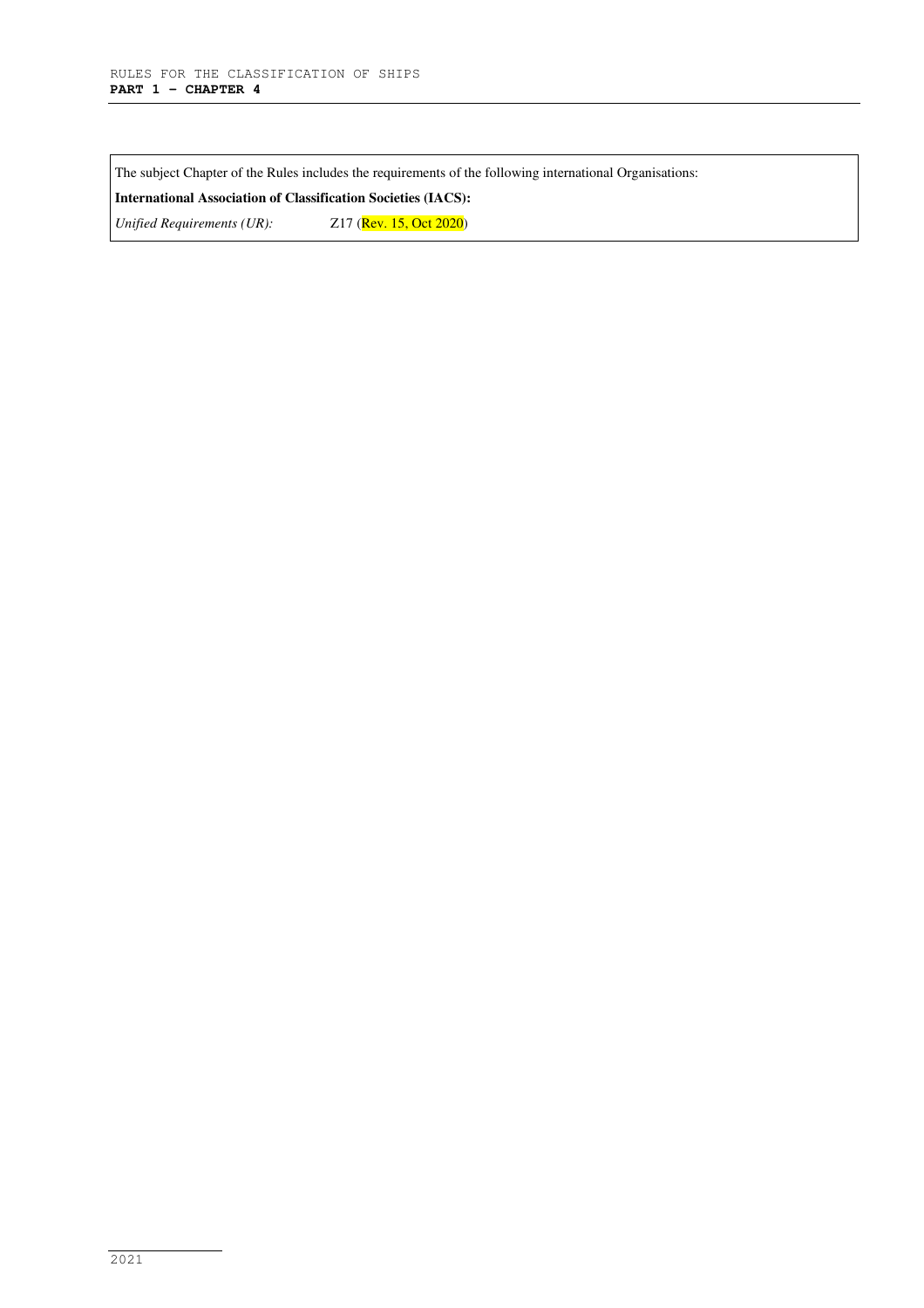The subject Chapter of the Rules includes the requirements of the following international Organisations:

**International Association of Classification Societies (IACS):**

*Unified Requirements (UR):* Z17 (Rev. 15, Oct 2020)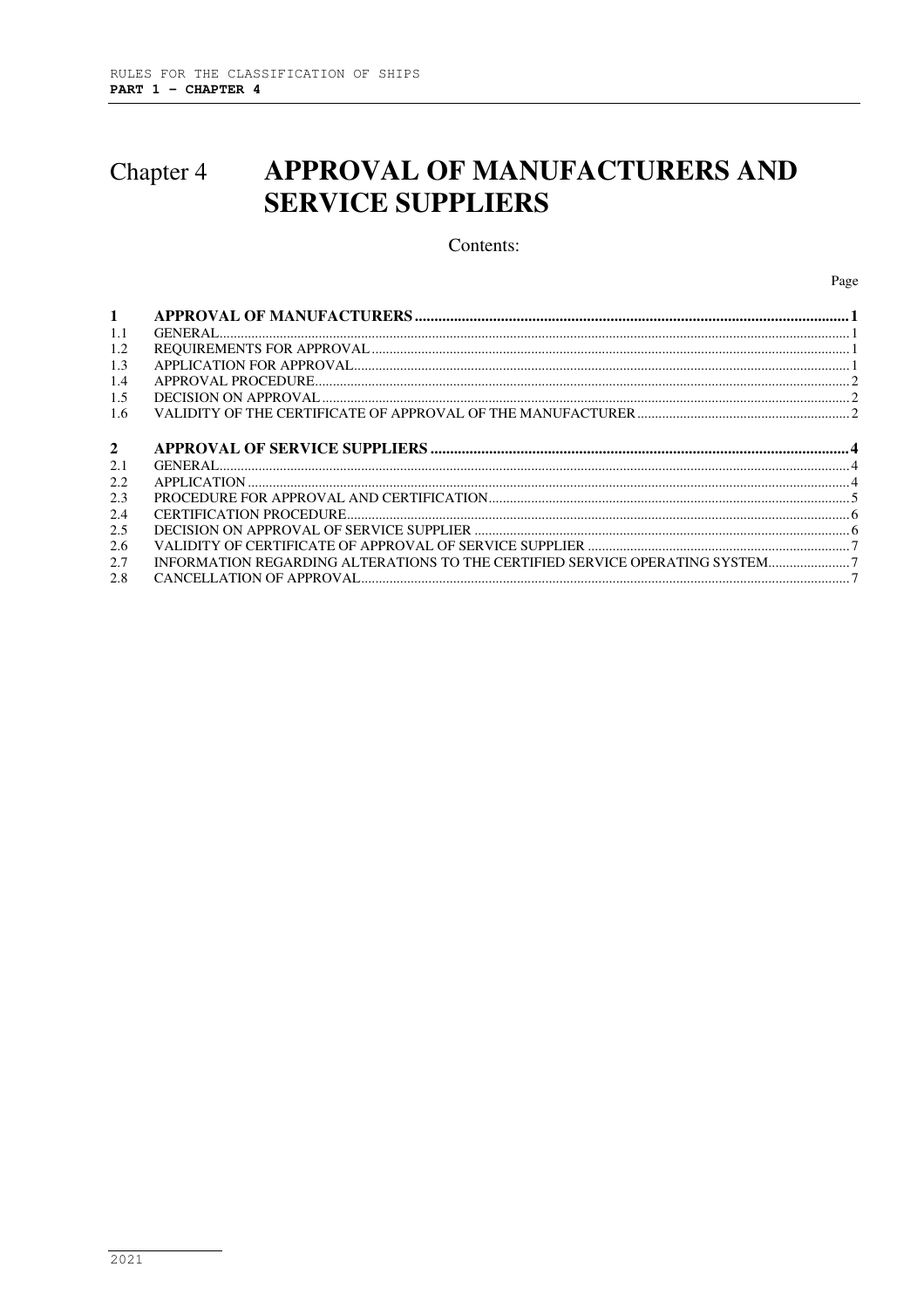# Chapter 4 APPROVAL OF MANUFACTURERS AND SERVICE SUPPLIERS

Contents:

| | | Page |
|---|---|---|
| **1** | **APPROVAL OF MANUFACTURERS** | **1** |
| 1.1 | GENERAL | 1 |
| 1.2 | REQUIREMENTS FOR APPROVAL | 1 |
| 1.3 | APPLICATION FOR APPROVAL | 1 |
| 1.4 | APPROVAL PROCEDURE | 2 |
| 1.5 | DECISION ON APPROVAL | 2 |
| 1.6 | VALIDITY OF THE CERTIFICATE OF APPROVAL OF THE MANUFACTURER | 2 |
| **2** | **APPROVAL OF SERVICE SUPPLIERS** | **4** |
| 2.1 | GENERAL | 4 |
| 2.2 | APPLICATION | 4 |
| 2.3 | PROCEDURE FOR APPROVAL AND CERTIFICATION | 5 |
| 2.4 | CERTIFICATION PROCEDURE | 6 |
| 2.5 | DECISION ON APPROVAL OF SERVICE SUPPLIER | 6 |
| 2.6 | VALIDITY OF CERTIFICATE OF APPROVAL OF SERVICE SUPPLIER | 7 |
| 2.7 | INFORMATION REGARDING ALTERATIONS TO THE CERTIFIED SERVICE OPERATING SYSTEM | 7 |
| 2.8 | CANCELLATION OF APPROVAL | 7 |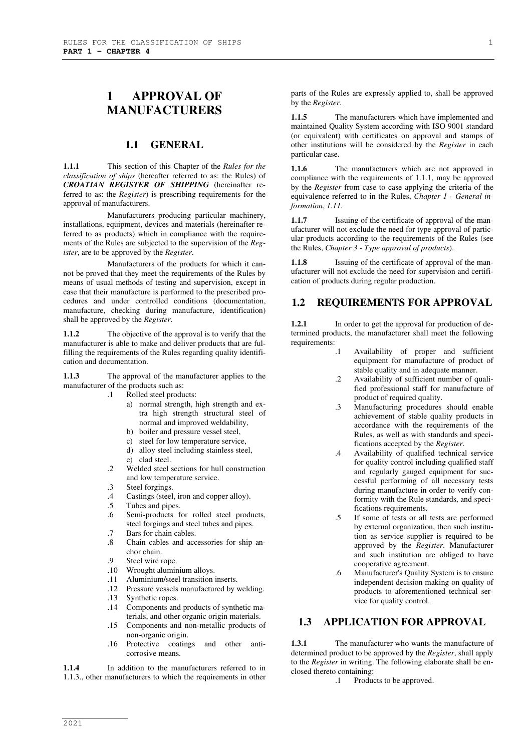# 1 APPROVAL OF MANUFACTURERS

## 1.1 GENERAL

**1.1.1** This section of this Chapter of the *Rules for the classification of ships* (hereafter referred to as: the Rules) of ***CROATIAN REGISTER OF SHIPPING*** (hereinafter referred to as: the *Register*) is prescribing requirements for the approval of manufacturers.

Manufacturers producing particular machinery, installations, equipment, devices and materials (hereinafter referred to as products) which in compliance with the requirements of the Rules are subjected to the supervision of the *Register*, are to be approved by the *Register*.

Manufacturers of the products for which it cannot be proved that they meet the requirements of the Rules by means of usual methods of testing and supervision, except in case that their manufacture is performed to the prescribed procedures and under controlled conditions (documentation, manufacture, checking during manufacture, identification) shall be approved by the *Register*.

**1.1.2** The objective of the approval is to verify that the manufacturer is able to make and deliver products that are fulfilling the requirements of the Rules regarding quality identification and documentation.

**1.1.3** The approval of the manufacturer applies to the manufacturer of the products such as:

- .1 Rolled steel products:
  - a) normal strength, high strength and extra high strength structural steel of normal and improved weldability,
  - b) boiler and pressure vessel steel,
  - c) steel for low temperature service,
  - d) alloy steel including stainless steel,
  - e) clad steel.
- .2 Welded steel sections for hull construction and low temperature service.
- .3 Steel forgings.
- .4 Castings (steel, iron and copper alloy).
- .5 Tubes and pipes.
- .6 Semi-products for rolled steel products, steel forgings and steel tubes and pipes.
- .7 Bars for chain cables.
- .8 Chain cables and accessories for ship anchor chain.
- .9 Steel wire rope.
- .10 Wrought aluminium alloys.
- .11 Aluminium/steel transition inserts.
- .12 Pressure vessels manufactured by welding.
- .13 Synthetic ropes.
- .14 Components and products of synthetic materials, and other organic origin materials.
- .15 Components and non-metallic products of non-organic origin.
- .16 Protective coatings and other anti-corrosive means.

**1.1.4** In addition to the manufacturers referred to in 1.1.3., other manufacturers to which the requirements in other parts of the Rules are expressly applied to, shall be approved by the *Register*.

**1.1.5** The manufacturers which have implemented and maintained Quality System according with ISO 9001 standard (or equivalent) with certificates on approval and stamps of other institutions will be considered by the *Register* in each particular case.

**1.1.6** The manufacturers which are not approved in compliance with the requirements of 1.1.1, may be approved by the *Register* from case to case applying the criteria of the equivalence referred to in the Rules, *Chapter 1 - General information*, *1.11*.

**1.1.7** Issuing of the certificate of approval of the manufacturer will not exclude the need for type approval of particular products according to the requirements of the Rules (see the Rules, *Chapter 3 - Type approval of products*).

**1.1.8** Issuing of the certificate of approval of the manufacturer will not exclude the need for supervision and certification of products during regular production.

## 1.2 REQUIREMENTS FOR APPROVAL

**1.2.1** In order to get the approval for production of determined products, the manufacturer shall meet the following requirements:

- .1 Availability of proper and sufficient equipment for manufacture of product of stable quality and in adequate manner.
- .2 Availability of sufficient number of qualified professional staff for manufacture of product of required quality.
- .3 Manufacturing procedures should enable achievement of stable quality products in accordance with the requirements of the Rules, as well as with standards and specifications accepted by the *Register*.
- .4 Availability of qualified technical service for quality control including qualified staff and regularly gauged equipment for successful performing of all necessary tests during manufacture in order to verify conformity with the Rule standards, and specifications requirements.
- .5 If some of tests or all tests are performed by external organization, then such institution as service supplier is required to be approved by the *Register*. Manufacturer and such institution are obliged to have cooperative agreement.
- .6 Manufacturer's Quality System is to ensure independent decision making on quality of products to aforementioned technical service for quality control.

## 1.3 APPLICATION FOR APPROVAL

**1.3.1** The manufacturer who wants the manufacture of determined product to be approved by the *Register*, shall apply to the *Register* in writing. The following elaborate shall be enclosed thereto containing:

- .1 Products to be approved.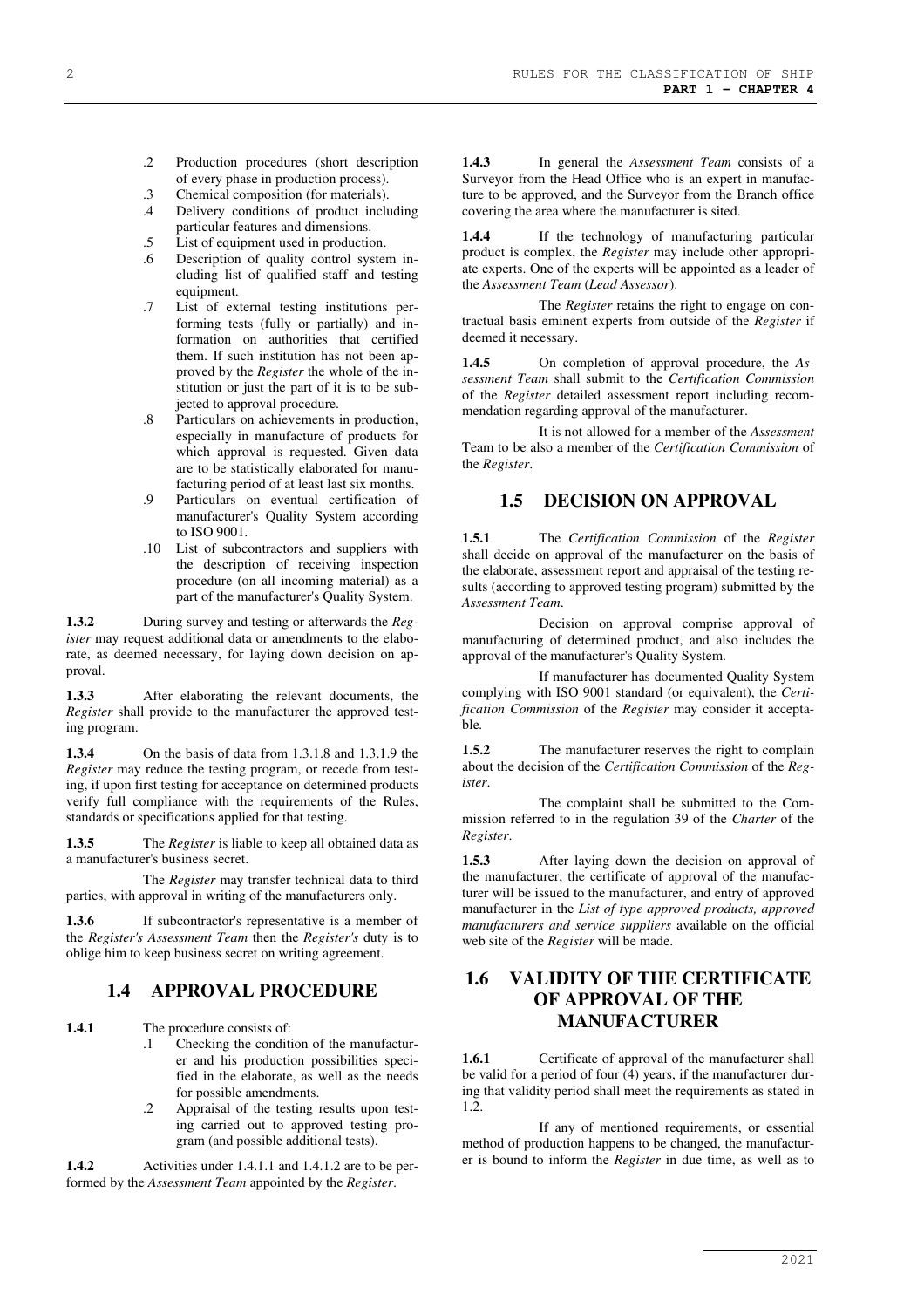.2 Production procedures (short description of every phase in production process).
.3 Chemical composition (for materials).
.4 Delivery conditions of product including particular features and dimensions.
.5 List of equipment used in production.
.6 Description of quality control system including list of qualified staff and testing equipment.
.7 List of external testing institutions performing tests (fully or partially) and information on authorities that certified them. If such institution has not been approved by the *Register* the whole of the institution or just the part of it is to be subjected to approval procedure.
.8 Particulars on achievements in production, especially in manufacture of products for which approval is requested. Given data are to be statistically elaborated for manufacturing period of at least last six months.
.9 Particulars on eventual certification of manufacturer's Quality System according to ISO 9001.
.10 List of subcontractors and suppliers with the description of receiving inspection procedure (on all incoming material) as a part of the manufacturer's Quality System.

**1.3.2** During survey and testing or afterwards the *Register* may request additional data or amendments to the elaborate, as deemed necessary, for laying down decision on approval.

**1.3.3** After elaborating the relevant documents, the *Register* shall provide to the manufacturer the approved testing program.

**1.3.4** On the basis of data from 1.3.1.8 and 1.3.1.9 the *Register* may reduce the testing program, or recede from testing, if upon first testing for acceptance on determined products verify full compliance with the requirements of the Rules, standards or specifications applied for that testing.

**1.3.5** The *Register* is liable to keep all obtained data as a manufacturer's business secret.

The *Register* may transfer technical data to third parties, with approval in writing of the manufacturers only.

**1.3.6** If subcontractor's representative is a member of the *Register's Assessment Team* then the *Register's* duty is to oblige him to keep business secret on writing agreement.

## 1.4 APPROVAL PROCEDURE

**1.4.1** The procedure consists of:

.1 Checking the condition of the manufacturer and his production possibilities specified in the elaborate, as well as the needs for possible amendments.
.2 Appraisal of the testing results upon testing carried out to approved testing program (and possible additional tests).

**1.4.2** Activities under 1.4.1.1 and 1.4.1.2 are to be performed by the *Assessment Team* appointed by the *Register*.

**1.4.3** In general the *Assessment Team* consists of a Surveyor from the Head Office who is an expert in manufacture to be approved, and the Surveyor from the Branch office covering the area where the manufacturer is sited.

**1.4.4** If the technology of manufacturing particular product is complex, the *Register* may include other appropriate experts. One of the experts will be appointed as a leader of the *Assessment Team* (*Lead Assessor*).

The *Register* retains the right to engage on contractual basis eminent experts from outside of the *Register* if deemed it necessary.

**1.4.5** On completion of approval procedure, the *Assessment Team* shall submit to the *Certification Commission* of the *Register* detailed assessment report including recommendation regarding approval of the manufacturer.

It is not allowed for a member of the *Assessment* Team to be also a member of the *Certification Commission* of the *Register*.

## 1.5 DECISION ON APPROVAL

**1.5.1** The *Certification Commission* of the *Register* shall decide on approval of the manufacturer on the basis of the elaborate, assessment report and appraisal of the testing results (according to approved testing program) submitted by the *Assessment Team*.

Decision on approval comprise approval of manufacturing of determined product, and also includes the approval of the manufacturer's Quality System.

If manufacturer has documented Quality System complying with ISO 9001 standard (or equivalent), the *Certification Commission* of the *Register* may consider it acceptable.

**1.5.2** The manufacturer reserves the right to complain about the decision of the *Certification Commission* of the *Register*.

The complaint shall be submitted to the Commission referred to in the regulation 39 of the *Charter* of the *Register*.

**1.5.3** After laying down the decision on approval of the manufacturer, the certificate of approval of the manufacturer will be issued to the manufacturer, and entry of approved manufacturer in the *List of type approved products, approved manufacturers and service suppliers* available on the official web site of the *Register* will be made.

## 1.6 VALIDITY OF THE CERTIFICATE OF APPROVAL OF THE MANUFACTURER

**1.6.1** Certificate of approval of the manufacturer shall be valid for a period of four (4) years, if the manufacturer during that validity period shall meet the requirements as stated in 1.2.

If any of mentioned requirements, or essential method of production happens to be changed, the manufacturer is bound to inform the *Register* in due time, as well as to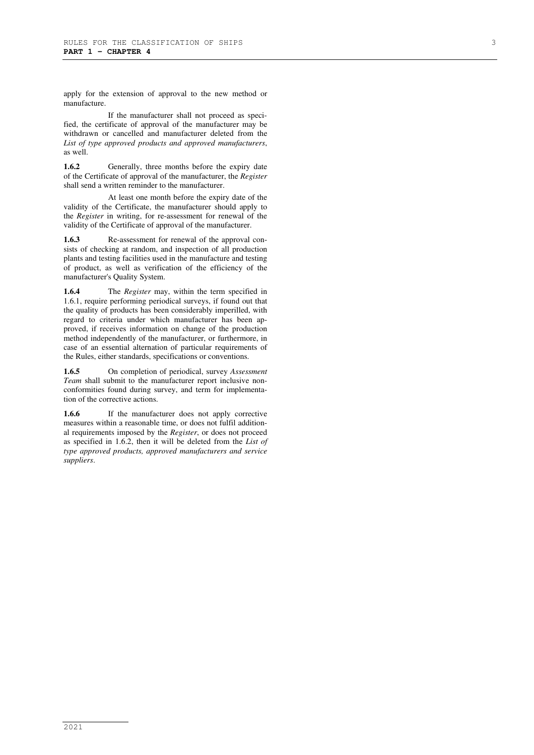apply for the extension of approval to the new method or manufacture.

If the manufacturer shall not proceed as specified, the certificate of approval of the manufacturer may be withdrawn or cancelled and manufacturer deleted from the *List of type approved products and approved manufacturers*, as well.

**1.6.2** Generally, three months before the expiry date of the Certificate of approval of the manufacturer, the *Register* shall send a written reminder to the manufacturer.

At least one month before the expiry date of the validity of the Certificate, the manufacturer should apply to the *Register* in writing, for re-assessment for renewal of the validity of the Certificate of approval of the manufacturer.

**1.6.3** Re-assessment for renewal of the approval consists of checking at random, and inspection of all production plants and testing facilities used in the manufacture and testing of product, as well as verification of the efficiency of the manufacturer's Quality System.

**1.6.4** The *Register* may, within the term specified in 1.6.1, require performing periodical surveys, if found out that the quality of products has been considerably imperilled, with regard to criteria under which manufacturer has been approved, if receives information on change of the production method independently of the manufacturer, or furthermore, in case of an essential alternation of particular requirements of the Rules, either standards, specifications or conventions.

**1.6.5** On completion of periodical, survey *Assessment Team* shall submit to the manufacturer report inclusive nonconformities found during survey, and term for implementation of the corrective actions.

**1.6.6** If the manufacturer does not apply corrective measures within a reasonable time, or does not fulfil additional requirements imposed by the *Register*, or does not proceed as specified in 1.6.2, then it will be deleted from the *List of type approved products, approved manufacturers and service suppliers*.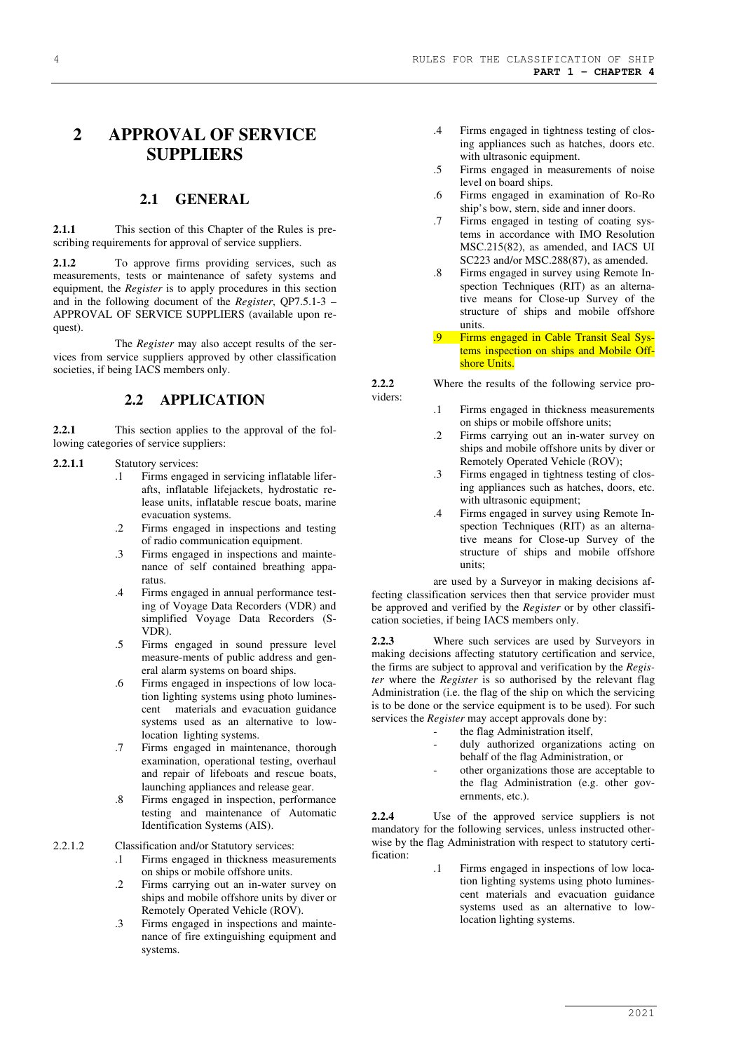# 2 APPROVAL OF SERVICE SUPPLIERS

## 2.1 GENERAL

**2.1.1** This section of this Chapter of the Rules is prescribing requirements for approval of service suppliers.

**2.1.2** To approve firms providing services, such as measurements, tests or maintenance of safety systems and equipment, the *Register* is to apply procedures in this section and in the following document of the *Register*, QP7.5.1-3 – APPROVAL OF SERVICE SUPPLIERS (available upon request).

The *Register* may also accept results of the services from service suppliers approved by other classification societies, if being IACS members only.

## 2.2 APPLICATION

**2.2.1** This section applies to the approval of the following categories of service suppliers:

**2.2.1.1** Statutory services:

.1 Firms engaged in servicing inflatable liferafts, inflatable lifejackets, hydrostatic release units, inflatable rescue boats, marine evacuation systems.

.2 Firms engaged in inspections and testing of radio communication equipment.

.3 Firms engaged in inspections and maintenance of self contained breathing apparatus.

.4 Firms engaged in annual performance testing of Voyage Data Recorders (VDR) and simplified Voyage Data Recorders (S-VDR).

.5 Firms engaged in sound pressure level measure-ments of public address and general alarm systems on board ships.

.6 Firms engaged in inspections of low location lighting systems using photo luminescent materials and evacuation guidance systems used as an alternative to low-location lighting systems.

.7 Firms engaged in maintenance, thorough examination, operational testing, overhaul and repair of lifeboats and rescue boats, launching appliances and release gear.

.8 Firms engaged in inspection, performance testing and maintenance of Automatic Identification Systems (AIS).

2.2.1.2 Classification and/or Statutory services:

.1 Firms engaged in thickness measurements on ships or mobile offshore units.

.2 Firms carrying out an in-water survey on ships and mobile offshore units by diver or Remotely Operated Vehicle (ROV).

.3 Firms engaged in inspections and maintenance of fire extinguishing equipment and systems.

.4 Firms engaged in tightness testing of closing appliances such as hatches, doors etc. with ultrasonic equipment.

.5 Firms engaged in measurements of noise level on board ships.

.6 Firms engaged in examination of Ro-Ro ship's bow, stern, side and inner doors.

.7 Firms engaged in testing of coating systems in accordance with IMO Resolution MSC.215(82), as amended, and IACS UI SC223 and/or MSC.288(87), as amended.

.8 Firms engaged in survey using Remote Inspection Techniques (RIT) as an alternative means for Close-up Survey of the structure of ships and mobile offshore units.

.9 Firms engaged in Cable Transit Seal Systems inspection on ships and Mobile Offshore Units.

**2.2.2** Where the results of the following service providers:

.1 Firms engaged in thickness measurements on ships or mobile offshore units;

.2 Firms carrying out an in-water survey on ships and mobile offshore units by diver or Remotely Operated Vehicle (ROV);

.3 Firms engaged in tightness testing of closing appliances such as hatches, doors, etc. with ultrasonic equipment;

.4 Firms engaged in survey using Remote Inspection Techniques (RIT) as an alternative means for Close-up Survey of the structure of ships and mobile offshore units;

are used by a Surveyor in making decisions affecting classification services then that service provider must be approved and verified by the *Register* or by other classification societies, if being IACS members only.

**2.2.3** Where such services are used by Surveyors in making decisions affecting statutory certification and service, the firms are subject to approval and verification by the *Register* where the *Register* is so authorised by the relevant flag Administration (i.e. the flag of the ship on which the servicing is to be done or the service equipment is to be used). For such services the *Register* may accept approvals done by:

- the flag Administration itself,
- duly authorized organizations acting on behalf of the flag Administration, or
- other organizations those are acceptable to the flag Administration (e.g. other governments, etc.).

**2.2.4** Use of the approved service suppliers is not mandatory for the following services, unless instructed otherwise by the flag Administration with respect to statutory certification:

.1 Firms engaged in inspections of low location lighting systems using photo luminescent materials and evacuation guidance systems used as an alternative to low-location lighting systems.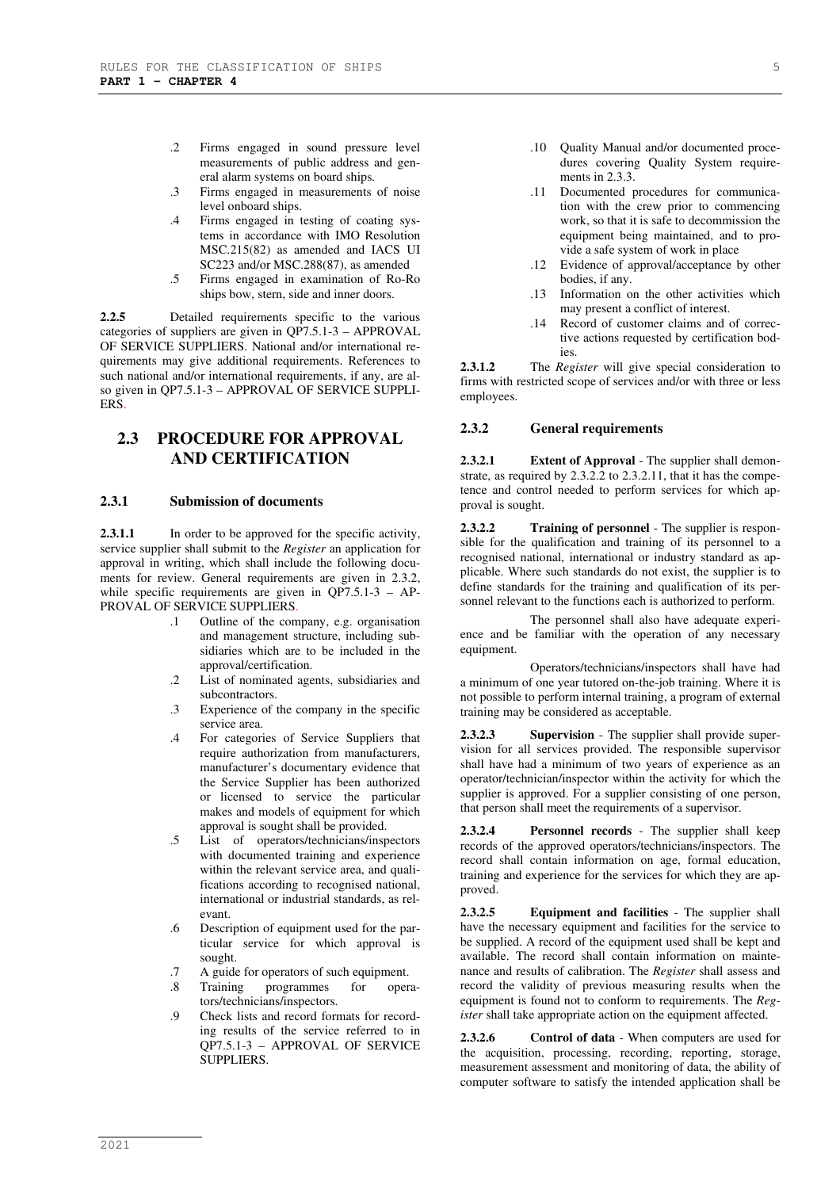.2 Firms engaged in sound pressure level measurements of public address and general alarm systems on board ships.

.3 Firms engaged in measurements of noise level onboard ships.

.4 Firms engaged in testing of coating systems in accordance with IMO Resolution MSC.215(82) as amended and IACS UI SC223 and/or MSC.288(87), as amended

.5 Firms engaged in examination of Ro-Ro ships bow, stern, side and inner doors.

**2.2.5** Detailed requirements specific to the various categories of suppliers are given in QP7.5.1-3 – APPROVAL OF SERVICE SUPPLIERS. National and/or international requirements may give additional requirements. References to such national and/or international requirements, if any, are also given in QP7.5.1-3 – APPROVAL OF SERVICE SUPPLIERS.

## 2.3 PROCEDURE FOR APPROVAL AND CERTIFICATION

### 2.3.1 Submission of documents

**2.3.1.1** In order to be approved for the specific activity, service supplier shall submit to the *Register* an application for approval in writing, which shall include the following documents for review. General requirements are given in 2.3.2, while specific requirements are given in QP7.5.1-3 – APPROVAL OF SERVICE SUPPLIERS.

.1 Outline of the company, e.g. organisation and management structure, including subsidiaries which are to be included in the approval/certification.

.2 List of nominated agents, subsidiaries and subcontractors.

.3 Experience of the company in the specific service area.

.4 For categories of Service Suppliers that require authorization from manufacturers, manufacturer's documentary evidence that the Service Supplier has been authorized or licensed to service the particular makes and models of equipment for which approval is sought shall be provided.

.5 List of operators/technicians/inspectors with documented training and experience within the relevant service area, and qualifications according to recognised national, international or industrial standards, as relevant.

.6 Description of equipment used for the particular service for which approval is sought.

.7 A guide for operators of such equipment.

.8 Training programmes for operators/technicians/inspectors.

.9 Check lists and record formats for recording results of the service referred to in QP7.5.1-3 – APPROVAL OF SERVICE SUPPLIERS.

.10 Quality Manual and/or documented procedures covering Quality System requirements in 2.3.3.

.11 Documented procedures for communication with the crew prior to commencing work, so that it is safe to decommission the equipment being maintained, and to provide a safe system of work in place

.12 Evidence of approval/acceptance by other bodies, if any.

.13 Information on the other activities which may present a conflict of interest.

.14 Record of customer claims and of corrective actions requested by certification bodies.

**2.3.1.2** The *Register* will give special consideration to firms with restricted scope of services and/or with three or less employees.

### 2.3.2 General requirements

**2.3.2.1** **Extent of Approval** - The supplier shall demonstrate, as required by 2.3.2.2 to 2.3.2.11, that it has the competence and control needed to perform services for which approval is sought.

**2.3.2.2** **Training of personnel** - The supplier is responsible for the qualification and training of its personnel to a recognised national, international or industry standard as applicable. Where such standards do not exist, the supplier is to define standards for the training and qualification of its personnel relevant to the functions each is authorized to perform.

The personnel shall also have adequate experience and be familiar with the operation of any necessary equipment.

Operators/technicians/inspectors shall have had a minimum of one year tutored on-the-job training. Where it is not possible to perform internal training, a program of external training may be considered as acceptable.

**2.3.2.3** **Supervision** - The supplier shall provide supervision for all services provided. The responsible supervisor shall have had a minimum of two years of experience as an operator/technician/inspector within the activity for which the supplier is approved. For a supplier consisting of one person, that person shall meet the requirements of a supervisor.

**2.3.2.4** **Personnel records** - The supplier shall keep records of the approved operators/technicians/inspectors. The record shall contain information on age, formal education, training and experience for the services for which they are approved.

**2.3.2.5** **Equipment and facilities** - The supplier shall have the necessary equipment and facilities for the service to be supplied. A record of the equipment used shall be kept and available. The record shall contain information on maintenance and results of calibration. The *Register* shall assess and record the validity of previous measuring results when the equipment is found not to conform to requirements. The *Register* shall take appropriate action on the equipment affected.

**2.3.2.6** **Control of data** - When computers are used for the acquisition, processing, recording, reporting, storage, measurement assessment and monitoring of data, the ability of computer software to satisfy the intended application shall be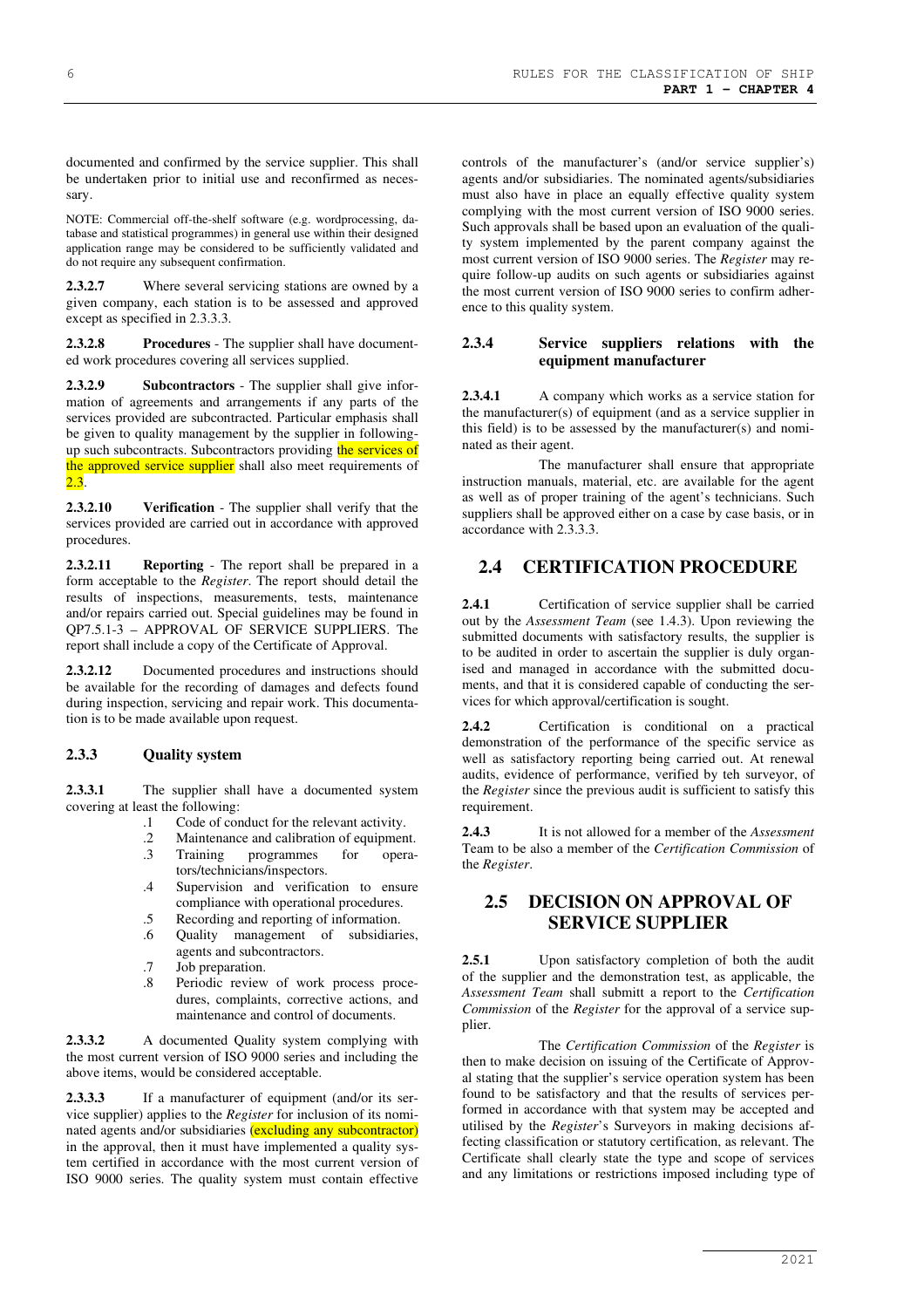documented and confirmed by the service supplier. This shall be undertaken prior to initial use and reconfirmed as necessary.

NOTE: Commercial off-the-shelf software (e.g. wordprocessing, database and statistical programmes) in general use within their designed application range may be considered to be sufficiently validated and do not require any subsequent confirmation.

**2.3.2.7** Where several servicing stations are owned by a given company, each station is to be assessed and approved except as specified in 2.3.3.3.

**2.3.2.8** **Procedures** - The supplier shall have documented work procedures covering all services supplied.

**2.3.2.9** **Subcontractors** - The supplier shall give information of agreements and arrangements if any parts of the services provided are subcontracted. Particular emphasis shall be given to quality management by the supplier in following-up such subcontracts. Subcontractors providing the services of the approved service supplier shall also meet requirements of 2.3.

**2.3.2.10** **Verification** - The supplier shall verify that the services provided are carried out in accordance with approved procedures.

**2.3.2.11** **Reporting** - The report shall be prepared in a form acceptable to the *Register*. The report should detail the results of inspections, measurements, tests, maintenance and/or repairs carried out. Special guidelines may be found in QP7.5.1-3 – APPROVAL OF SERVICE SUPPLIERS. The report shall include a copy of the Certificate of Approval.

**2.3.2.12** Documented procedures and instructions should be available for the recording of damages and defects found during inspection, servicing and repair work. This documentation is to be made available upon request.

### 2.3.3 Quality system

**2.3.3.1** The supplier shall have a documented system covering at least the following:

.1 Code of conduct for the relevant activity.
.2 Maintenance and calibration of equipment.
.3 Training programmes for operators/technicians/inspectors.
.4 Supervision and verification to ensure compliance with operational procedures.
.5 Recording and reporting of information.
.6 Quality management of subsidiaries, agents and subcontractors.
.7 Job preparation.
.8 Periodic review of work process procedures, complaints, corrective actions, and maintenance and control of documents.

**2.3.3.2** A documented Quality system complying with the most current version of ISO 9000 series and including the above items, would be considered acceptable.

**2.3.3.3** If a manufacturer of equipment (and/or its service supplier) applies to the *Register* for inclusion of its nominated agents and/or subsidiaries (excluding any subcontractor) in the approval, then it must have implemented a quality system certified in accordance with the most current version of ISO 9000 series. The quality system must contain effective controls of the manufacturer's (and/or service supplier's) agents and/or subsidiaries. The nominated agents/subsidiaries must also have in place an equally effective quality system complying with the most current version of ISO 9000 series. Such approvals shall be based upon an evaluation of the quality system implemented by the parent company against the most current version of ISO 9000 series. The *Register* may require follow-up audits on such agents or subsidiaries against the most current version of ISO 9000 series to confirm adherence to this quality system.

### 2.3.4 Service suppliers relations with the equipment manufacturer

**2.3.4.1** A company which works as a service station for the manufacturer(s) of equipment (and as a service supplier in this field) is to be assessed by the manufacturer(s) and nominated as their agent.

The manufacturer shall ensure that appropriate instruction manuals, material, etc. are available for the agent as well as of proper training of the agent's technicians. Such suppliers shall be approved either on a case by case basis, or in accordance with 2.3.3.3.

## 2.4 CERTIFICATION PROCEDURE

**2.4.1** Certification of service supplier shall be carried out by the *Assessment Team* (see 1.4.3). Upon reviewing the submitted documents with satisfactory results, the supplier is to be audited in order to ascertain the supplier is duly organised and managed in accordance with the submitted documents, and that it is considered capable of conducting the services for which approval/certification is sought.

**2.4.2** Certification is conditional on a practical demonstration of the performance of the specific service as well as satisfactory reporting being carried out. At renewal audits, evidence of performance, verified by teh surveyor, of the *Register* since the previous audit is sufficient to satisfy this requirement.

**2.4.3** It is not allowed for a member of the *Assessment* Team to be also a member of the *Certification Commission* of the *Register*.

## 2.5 DECISION ON APPROVAL OF SERVICE SUPPLIER

**2.5.1** Upon satisfactory completion of both the audit of the supplier and the demonstration test, as applicable, the *Assessment Team* shall submitt a report to the *Certification Commission* of the *Register* for the approval of a service supplier.

The *Certification Commission* of the *Register* is then to make decision on issuing of the Certificate of Approval stating that the supplier's service operation system has been found to be satisfactory and that the results of services performed in accordance with that system may be accepted and utilised by the *Register*'s Surveyors in making decisions affecting classification or statutory certification, as relevant. The Certificate shall clearly state the type and scope of services and any limitations or restrictions imposed including type of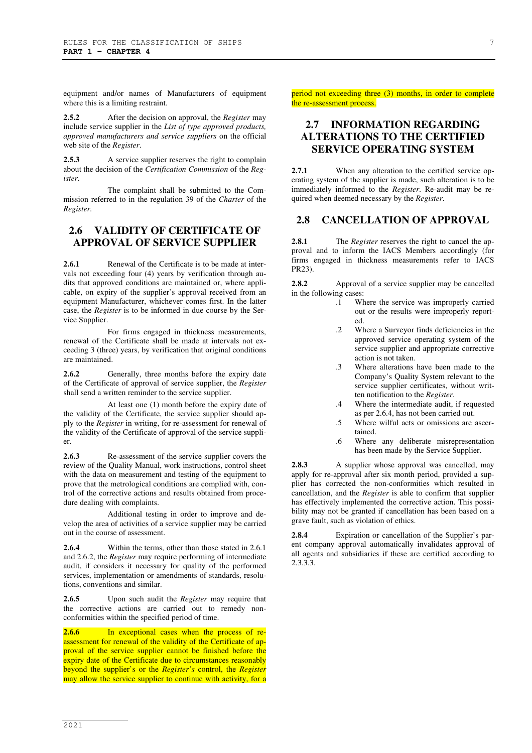equipment and/or names of Manufacturers of equipment where this is a limiting restraint.

**2.5.2** After the decision on approval, the *Register* may include service supplier in the *List of type approved products, approved manufacturers and service suppliers* on the official web site of the *Register*.

**2.5.3** A service supplier reserves the right to complain about the decision of the *Certification Commission* of the *Register*.

The complaint shall be submitted to the Commission referred to in the regulation 39 of the *Charter* of the *Register.*

## 2.6 VALIDITY OF CERTIFICATE OF APPROVAL OF SERVICE SUPPLIER

**2.6.1** Renewal of the Certificate is to be made at intervals not exceeding four (4) years by verification through audits that approved conditions are maintained or, where applicable, on expiry of the supplier's approval received from an equipment Manufacturer, whichever comes first. In the latter case, the *Register* is to be informed in due course by the Service Supplier.

For firms engaged in thickness measurements, renewal of the Certificate shall be made at intervals not exceeding 3 (three) years, by verification that original conditions are maintained.

**2.6.2** Generally, three months before the expiry date of the Certificate of approval of service supplier, the *Register* shall send a written reminder to the service supplier.

At least one (1) month before the expiry date of the validity of the Certificate, the service supplier should apply to the *Register* in writing, for re-assessment for renewal of the validity of the Certificate of approval of the service supplier.

**2.6.3** Re-assessment of the service supplier covers the review of the Quality Manual, work instructions, control sheet with the data on measurement and testing of the equipment to prove that the metrological conditions are complied with, control of the corrective actions and results obtained from procedure dealing with complaints.

Additional testing in order to improve and develop the area of activities of a service supplier may be carried out in the course of assessment.

**2.6.4** Within the terms, other than those stated in 2.6.1 and 2.6.2, the *Register* may require performing of intermediate audit, if considers it necessary for quality of the performed services, implementation or amendments of standards, resolutions, conventions and similar.

**2.6.5** Upon such audit the *Register* may require that the corrective actions are carried out to remedy nonconformities within the specified period of time.

**2.6.6** In exceptional cases when the process of re-assessment for renewal of the validity of the Certificate of approval of the service supplier cannot be finished before the expiry date of the Certificate due to circumstances reasonably beyond the supplier's or the *Register's* control, the *Register* may allow the service supplier to continue with activity, for a period not exceeding three (3) months, in order to complete the re-assessment process.

## 2.7 INFORMATION REGARDING ALTERATIONS TO THE CERTIFIED SERVICE OPERATING SYSTEM

**2.7.1** When any alteration to the certified service operating system of the supplier is made, such alteration is to be immediately informed to the *Register*. Re-audit may be required when deemed necessary by the *Register*.

## 2.8 CANCELLATION OF APPROVAL

**2.8.1** The *Register* reserves the right to cancel the approval and to inform the IACS Members accordingly (for firms engaged in thickness measurements refer to IACS PR23).

**2.8.2** Approval of a service supplier may be cancelled in the following cases:

.1 Where the service was improperly carried out or the results were improperly reported.

.2 Where a Surveyor finds deficiencies in the approved service operating system of the service supplier and appropriate corrective action is not taken.

.3 Where alterations have been made to the Company's Quality System relevant to the service supplier certificates, without written notification to the *Register*.

.4 Where the intermediate audit, if requested as per 2.6.4, has not been carried out.

.5 Where wilful acts or omissions are ascertained.

.6 Where any deliberate misrepresentation has been made by the Service Supplier.

**2.8.3** A supplier whose approval was cancelled, may apply for re-approval after six month period, provided a supplier has corrected the non-conformities which resulted in cancellation, and the *Register* is able to confirm that supplier has effectively implemented the corrective action. This possibility may not be granted if cancellation has been based on a grave fault, such as violation of ethics.

**2.8.4** Expiration or cancellation of the Supplier's parent company approval automatically invalidates approval of all agents and subsidiaries if these are certified according to 2.3.3.3.